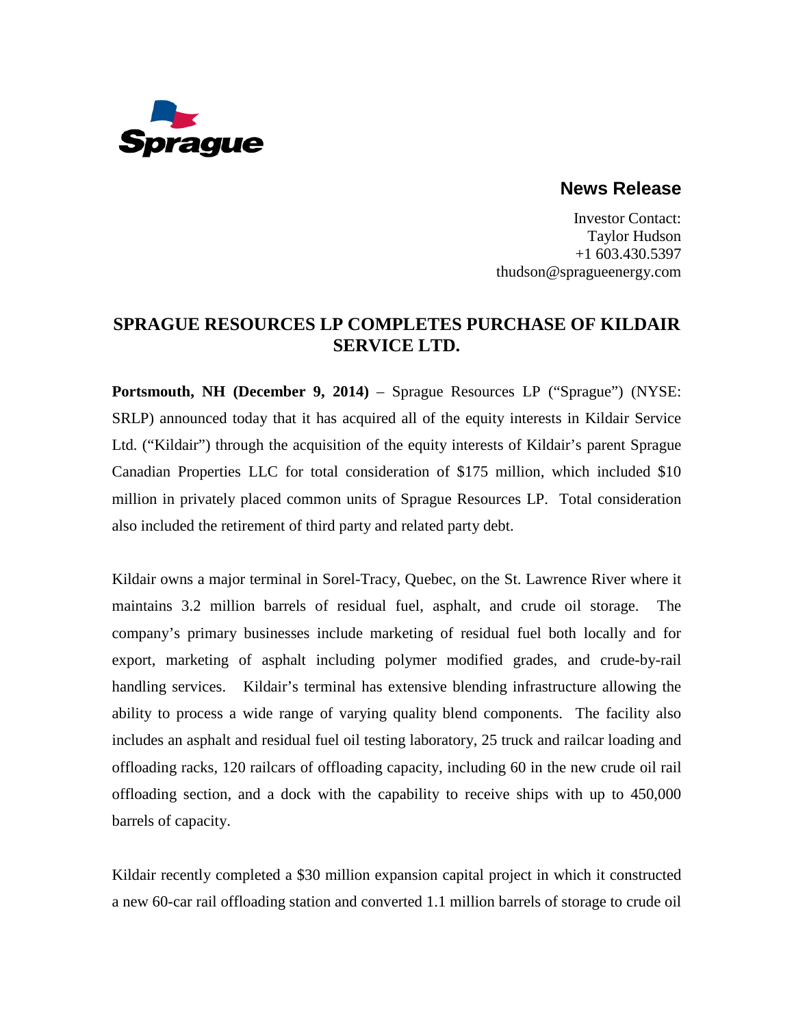Sprague

## News Release

Investor Contact:
Taylor Hudson
+1 603.430.5397
thudson@spragueenergy.com

# SPRAGUE RESOURCES LP COMPLETES PURCHASE OF KILDAIR SERVICE LTD.

**Portsmouth, NH (December 9, 2014)** – Sprague Resources LP ("Sprague") (NYSE: SRLP) announced today that it has acquired all of the equity interests in Kildair Service Ltd. ("Kildair") through the acquisition of the equity interests of Kildair's parent Sprague Canadian Properties LLC for total consideration of $175 million, which included $10 million in privately placed common units of Sprague Resources LP. Total consideration also included the retirement of third party and related party debt.

Kildair owns a major terminal in Sorel-Tracy, Quebec, on the St. Lawrence River where it maintains 3.2 million barrels of residual fuel, asphalt, and crude oil storage. The company's primary businesses include marketing of residual fuel both locally and for export, marketing of asphalt including polymer modified grades, and crude-by-rail handling services. Kildair's terminal has extensive blending infrastructure allowing the ability to process a wide range of varying quality blend components. The facility also includes an asphalt and residual fuel oil testing laboratory, 25 truck and railcar loading and offloading racks, 120 railcars of offloading capacity, including 60 in the new crude oil rail offloading section, and a dock with the capability to receive ships with up to 450,000 barrels of capacity.

Kildair recently completed a $30 million expansion capital project in which it constructed a new 60-car rail offloading station and converted 1.1 million barrels of storage to crude oil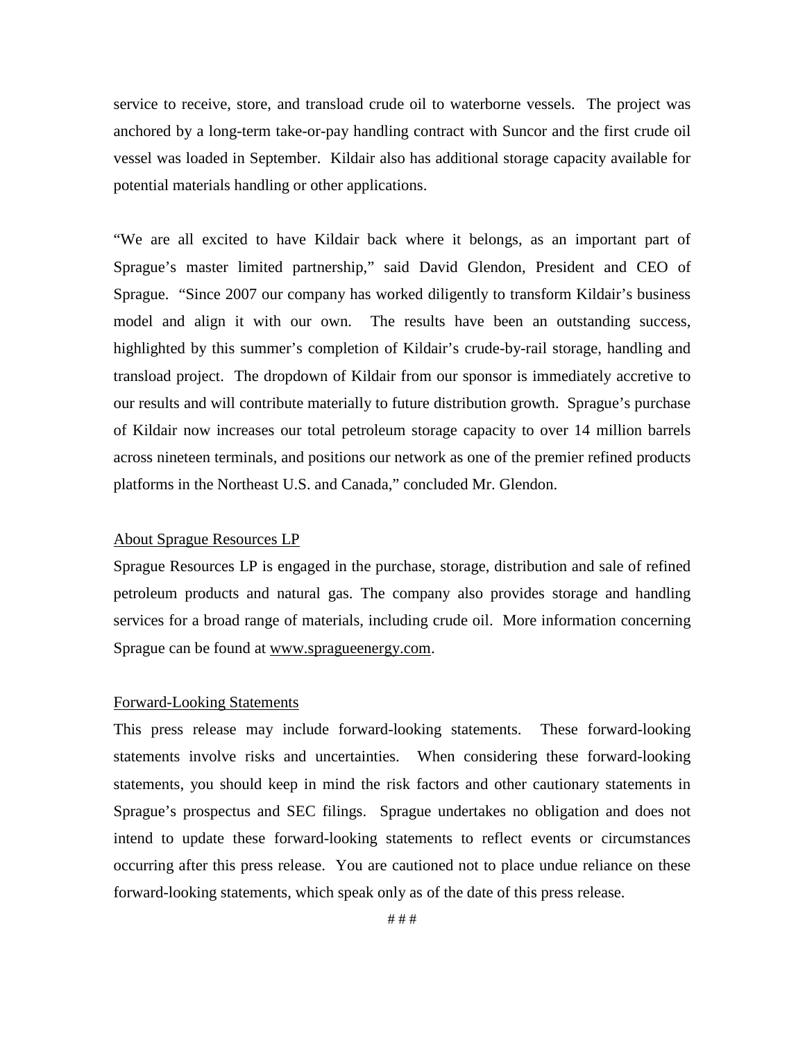service to receive, store, and transload crude oil to waterborne vessels. The project was anchored by a long-term take-or-pay handling contract with Suncor and the first crude oil vessel was loaded in September. Kildair also has additional storage capacity available for potential materials handling or other applications.

"We are all excited to have Kildair back where it belongs, as an important part of Sprague's master limited partnership," said David Glendon, President and CEO of Sprague. "Since 2007 our company has worked diligently to transform Kildair's business model and align it with our own. The results have been an outstanding success, highlighted by this summer's completion of Kildair's crude-by-rail storage, handling and transload project. The dropdown of Kildair from our sponsor is immediately accretive to our results and will contribute materially to future distribution growth. Sprague's purchase of Kildair now increases our total petroleum storage capacity to over 14 million barrels across nineteen terminals, and positions our network as one of the premier refined products platforms in the Northeast U.S. and Canada," concluded Mr. Glendon.

About Sprague Resources LP

Sprague Resources LP is engaged in the purchase, storage, distribution and sale of refined petroleum products and natural gas. The company also provides storage and handling services for a broad range of materials, including crude oil. More information concerning Sprague can be found at www.spragueenergy.com.

Forward-Looking Statements

This press release may include forward-looking statements. These forward-looking statements involve risks and uncertainties. When considering these forward-looking statements, you should keep in mind the risk factors and other cautionary statements in Sprague's prospectus and SEC filings. Sprague undertakes no obligation and does not intend to update these forward-looking statements to reflect events or circumstances occurring after this press release. You are cautioned not to place undue reliance on these forward-looking statements, which speak only as of the date of this press release.

# # #